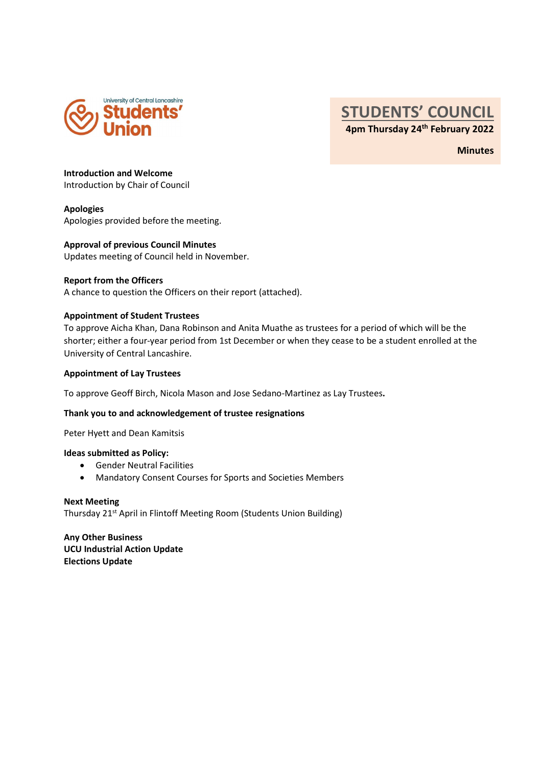University of Central Lancashire **Students' Union**

# STUDENTS' COUNCIL

**4pm Thursday 24th February 2022**

**Minutes**

**Introduction and Welcome**
Introduction by Chair of Council

**Apologies**
Apologies provided before the meeting.

**Approval of previous Council Minutes**
Updates meeting of Council held in November.

**Report from the Officers**
A chance to question the Officers on their report (attached).

**Appointment of Student Trustees**
To approve Aicha Khan, Dana Robinson and Anita Muathe as trustees for a period of which will be the shorter; either a four-year period from 1st December or when they cease to be a student enrolled at the University of Central Lancashire.

**Appointment of Lay Trustees**

To approve Geoff Birch, Nicola Mason and Jose Sedano-Martinez as Lay Trustees**.**

**Thank you to and acknowledgement of trustee resignations**

Peter Hyett and Dean Kamitsis

**Ideas submitted as Policy:**

- Gender Neutral Facilities
- Mandatory Consent Courses for Sports and Societies Members

**Next Meeting**
Thursday 21st April in Flintoff Meeting Room (Students Union Building)

**Any Other Business**
**UCU Industrial Action Update**
**Elections Update**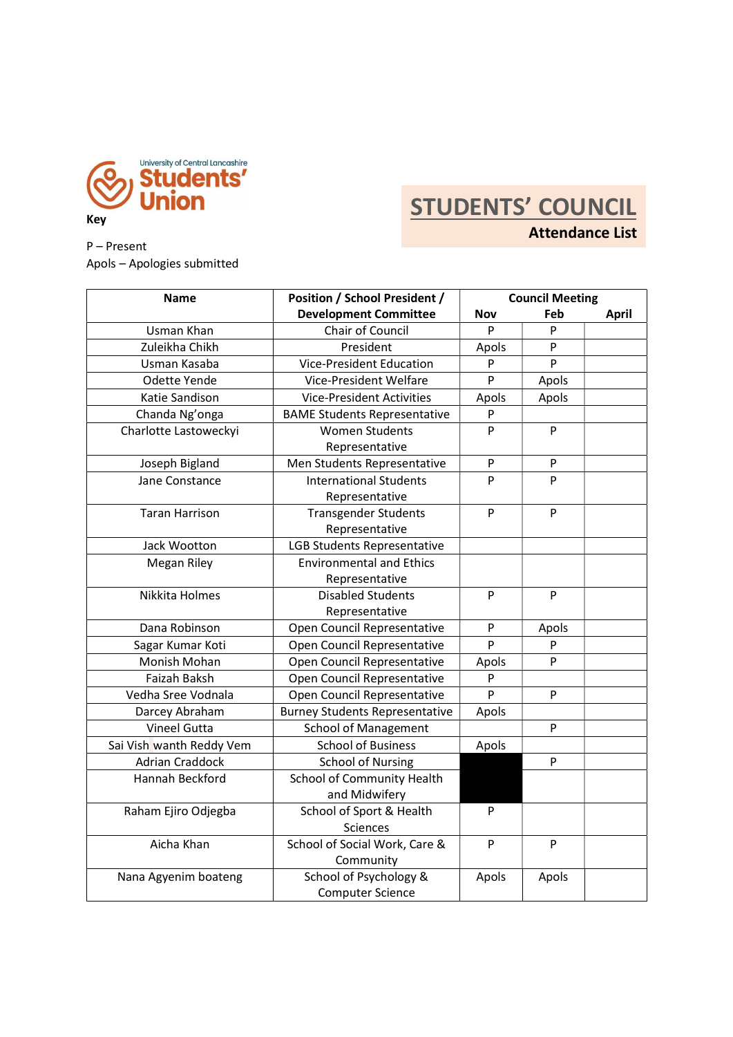# STUDENTS' COUNCIL

## Attendance List

**Key**

P – Present
Apols – Apologies submitted

| Name | Position / School President / Development Committee | Council Meeting | | |
|---|---|---|---|---|
| | | Nov | Feb | April |
| Usman Khan | Chair of Council | P | P | |
| Zuleikha Chikh | President | Apols | P | |
| Usman Kasaba | Vice-President Education | P | P | |
| Odette Yende | Vice-President Welfare | P | Apols | |
| Katie Sandison | Vice-President Activities | Apols | Apols | |
| Chanda Ng'onga | BAME Students Representative | P | | |
| Charlotte Lastoweckyi | Women Students Representative | P | P | |
| Joseph Bigland | Men Students Representative | P | P | |
| Jane Constance | International Students Representative | P | P | |
| Taran Harrison | Transgender Students Representative | P | P | |
| Jack Wootton | LGB Students Representative | | | |
| Megan Riley | Environmental and Ethics Representative | | | |
| Nikkita Holmes | Disabled Students Representative | P | P | |
| Dana Robinson | Open Council Representative | P | Apols | |
| Sagar Kumar Koti | Open Council Representative | P | P | |
| Monish Mohan | Open Council Representative | Apols | P | |
| Faizah Baksh | Open Council Representative | P | | |
| Vedha Sree Vodnala | Open Council Representative | P | P | |
| Darcey Abraham | Burney Students Representative | Apols | | |
| Vineel Gutta | School of Management | | P | |
| Sai Vish wanth Reddy Vem | School of Business | Apols | | |
| Adrian Craddock | School of Nursing | | P | |
| Hannah Beckford | School of Community Health and Midwifery | | | |
| Raham Ejiro Odjegba | School of Sport & Health Sciences | P | | |
| Aicha Khan | School of Social Work, Care & Community | P | P | |
| Nana Agyenim boateng | School of Psychology & Computer Science | Apols | Apols | |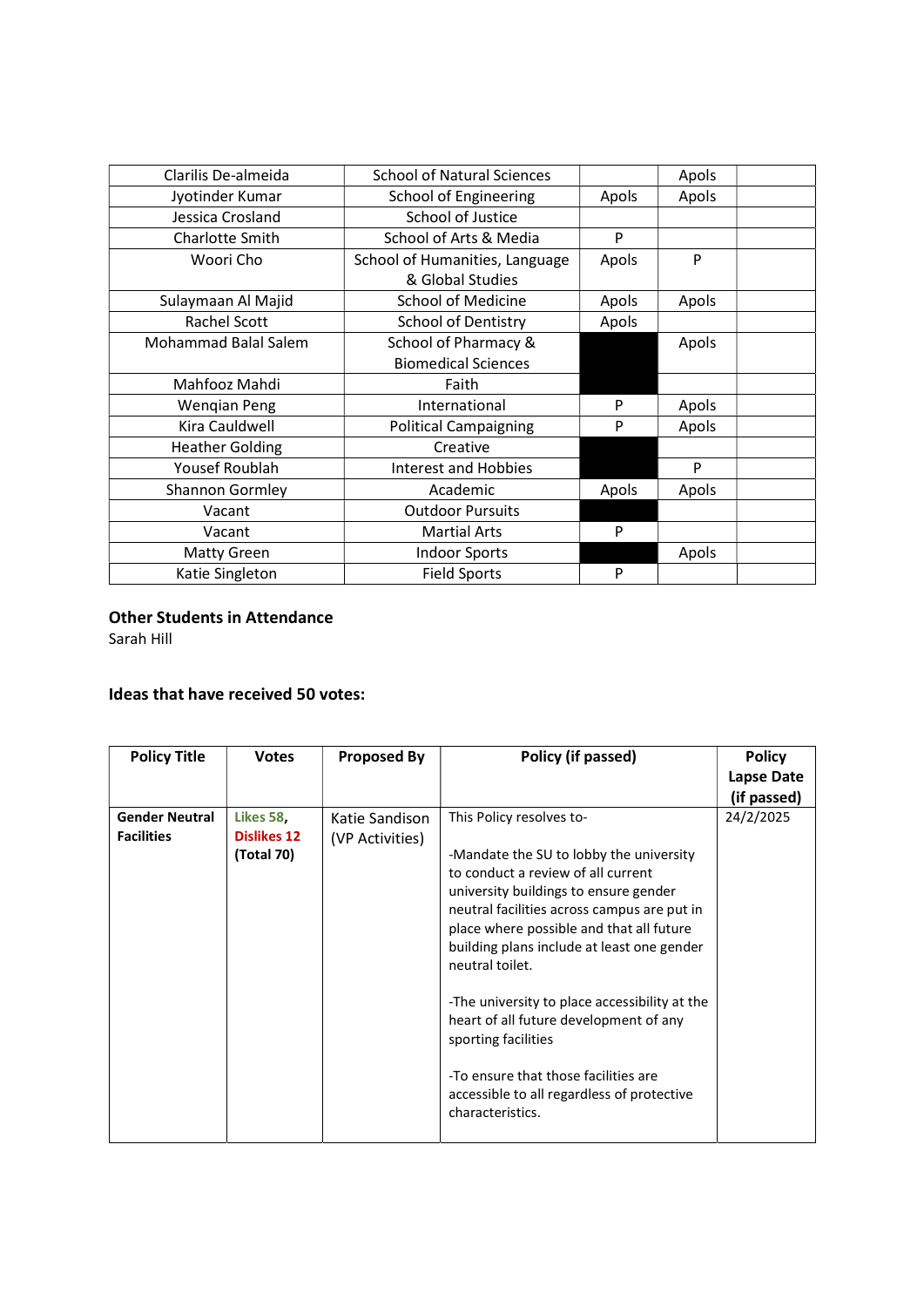| | | | | |
|---|---|---|---|---|
| Clarilis De-almeida | School of Natural Sciences | | Apols | |
| Jyotinder Kumar | School of Engineering | Apols | Apols | |
| Jessica Crosland | School of Justice | | | |
| Charlotte Smith | School of Arts & Media | P | | |
| Woori Cho | School of Humanities, Language & Global Studies | Apols | P | |
| Sulaymaan Al Majid | School of Medicine | Apols | Apols | |
| Rachel Scott | School of Dentistry | Apols | | |
| Mohammad Balal Salem | School of Pharmacy & Biomedical Sciences | | Apols | |
| Mahfooz Mahdi | Faith | | | |
| Wenqian Peng | International | P | Apols | |
| Kira Cauldwell | Political Campaigning | P | Apols | |
| Heather Golding | Creative | | | |
| Yousef Roublah | Interest and Hobbies | | P | |
| Shannon Gormley | Academic | Apols | Apols | |
| Vacant | Outdoor Pursuits | | | |
| Vacant | Martial Arts | P | | |
| Matty Green | Indoor Sports | | Apols | |
| Katie Singleton | Field Sports | P | | |

**Other Students in Attendance**
Sarah Hill

**Ideas that have received 50 votes:**

| Policy Title | Votes | Proposed By | Policy (if passed) | Policy Lapse Date (if passed) |
|---|---|---|---|---|
| **Gender Neutral Facilities** | **Likes 58, Dislikes 12 (Total 70)** | Katie Sandison (VP Activities) | This Policy resolves to-<br><br>-Mandate the SU to lobby the university to conduct a review of all current university buildings to ensure gender neutral facilities across campus are put in place where possible and that all future building plans include at least one gender neutral toilet.<br><br>-The university to place accessibility at the heart of all future development of any sporting facilities<br><br>-To ensure that those facilities are accessible to all regardless of protective characteristics. | 24/2/2025 |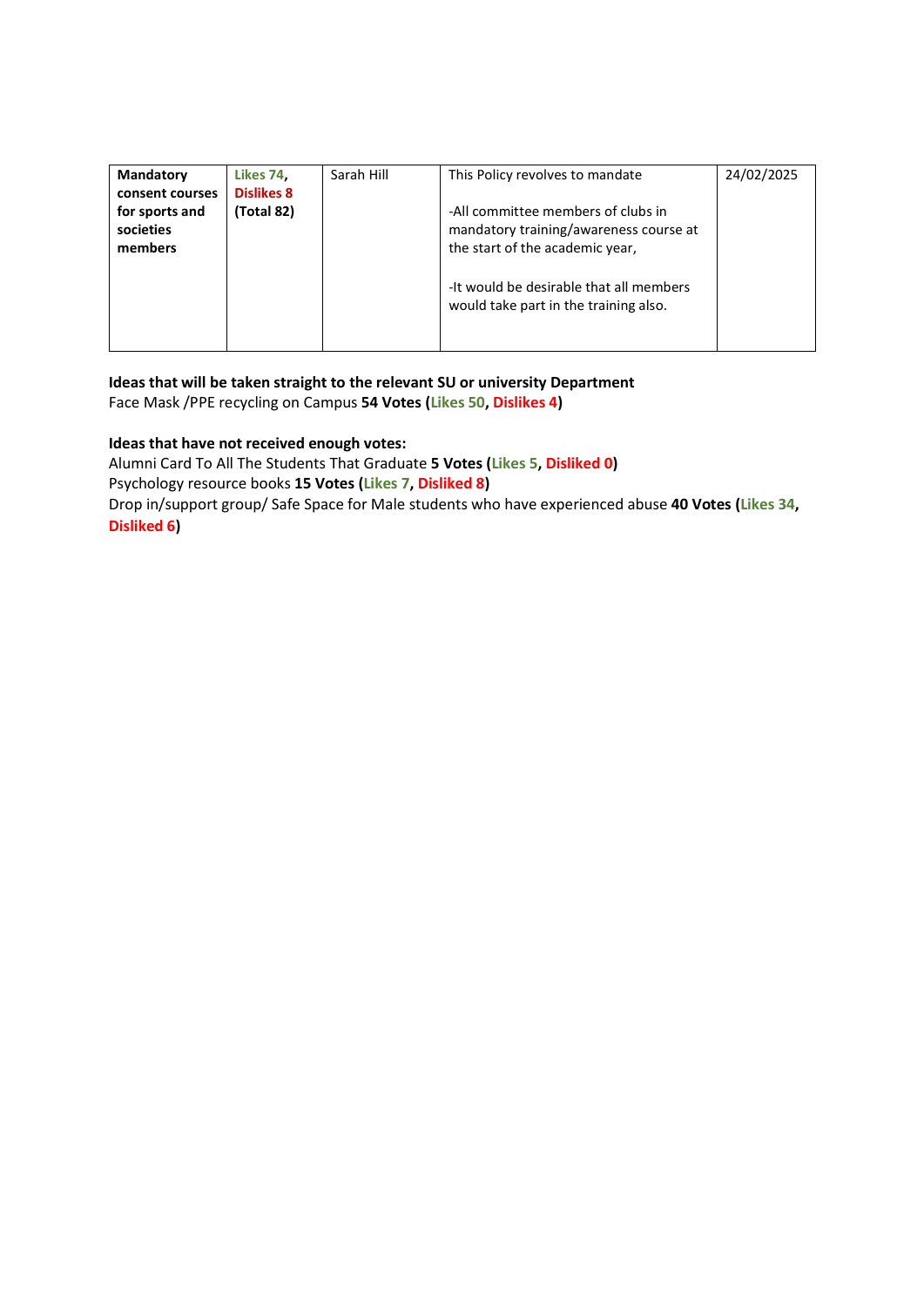| **Mandatory consent courses for sports and societies members** | Likes 74, Dislikes 8 **(Total 82)** | Sarah Hill | This Policy revolves to mandate<br><br>-All committee members of clubs in mandatory training/awareness course at the start of the academic year,<br><br>-It would be desirable that all members would take part in the training also. | 24/02/2025 |
|---|---|---|---|---|

**Ideas that will be taken straight to the relevant SU or university Department**
Face Mask /PPE recycling on Campus **54 Votes (Likes 50, Dislikes 4)**

**Ideas that have not received enough votes:**
Alumni Card To All The Students That Graduate **5 Votes (Likes 5, Disliked 0)**
Psychology resource books **15 Votes (Likes 7, Disliked 8)**
Drop in/support group/ Safe Space for Male students who have experienced abuse **40 Votes (Likes 34, Disliked 6)**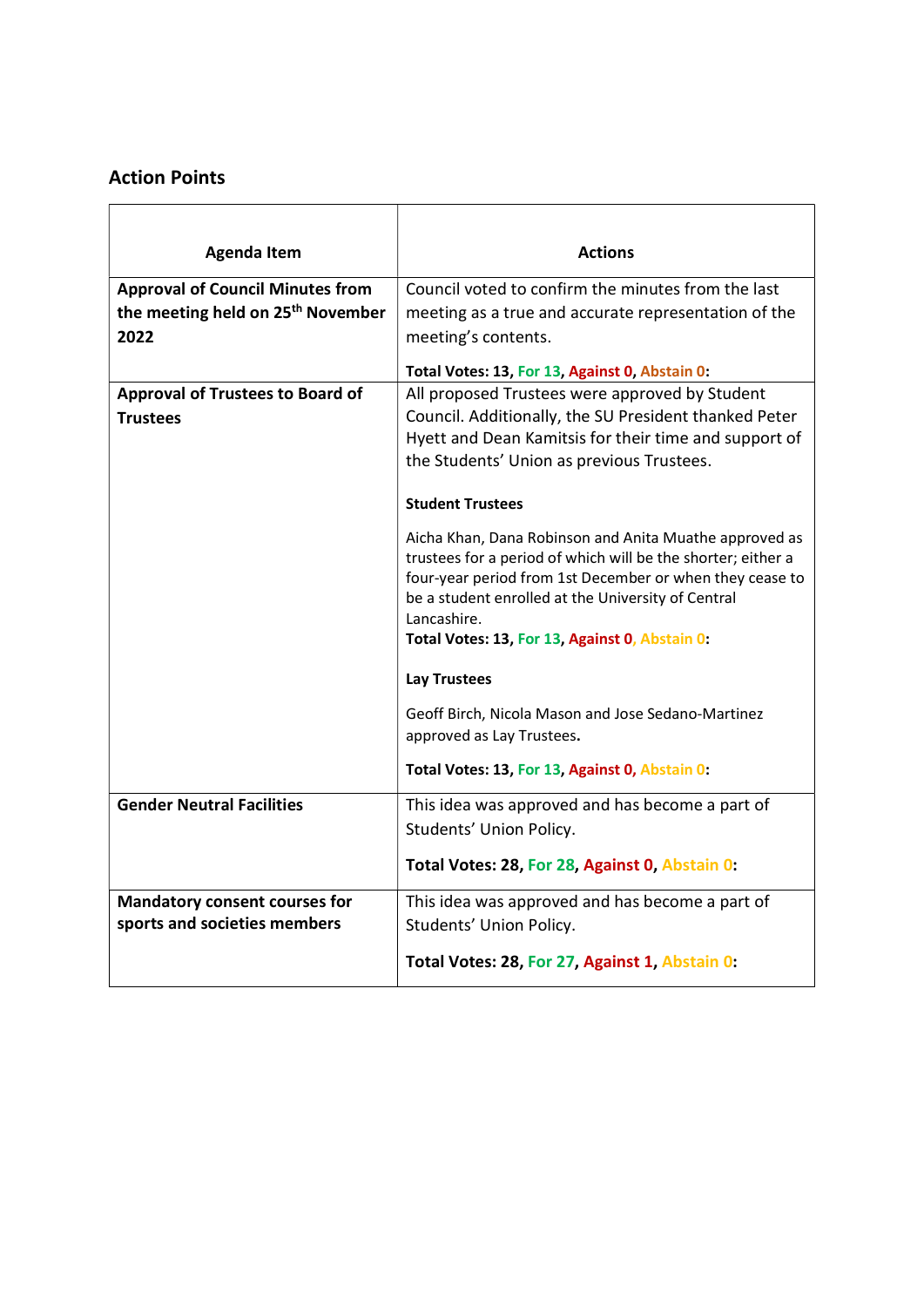## Action Points

| Agenda Item | Actions |
|---|---|
| **Approval of Council Minutes from the meeting held on 25th November 2022** | Council voted to confirm the minutes from the last meeting as a true and accurate representation of the meeting's contents.<br><br>**Total Votes: 13, For 13, Against 0, Abstain 0:** |
| **Approval of Trustees to Board of Trustees** | All proposed Trustees were approved by Student Council. Additionally, the SU President thanked Peter Hyett and Dean Kamitsis for their time and support of the Students' Union as previous Trustees.<br><br>**Student Trustees**<br><br>Aicha Khan, Dana Robinson and Anita Muathe approved as trustees for a period of which will be the shorter; either a four-year period from 1st December or when they cease to be a student enrolled at the University of Central Lancashire.<br>**Total Votes: 13, For 13, Against 0, Abstain 0:**<br><br>**Lay Trustees**<br><br>Geoff Birch, Nicola Mason and Jose Sedano-Martinez approved as Lay Trustees**.**<br><br>**Total Votes: 13, For 13, Against 0, Abstain 0:** |
| **Gender Neutral Facilities** | This idea was approved and has become a part of Students' Union Policy.<br><br>**Total Votes: 28, For 28, Against 0, Abstain 0:** |
| **Mandatory consent courses for sports and societies members** | This idea was approved and has become a part of Students' Union Policy.<br><br>**Total Votes: 28, For 27, Against 1, Abstain 0:** |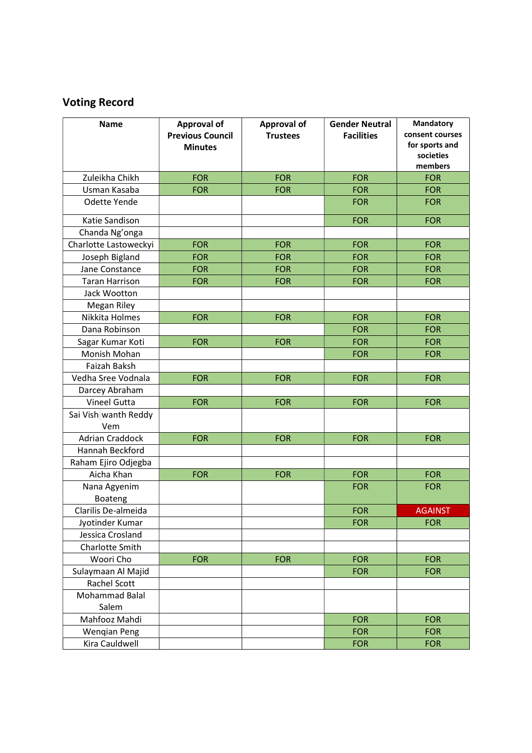## Voting Record

| Name | Approval of Previous Council Minutes | Approval of Trustees | Gender Neutral Facilities | Mandatory consent courses for sports and societies members |
|---|---|---|---|---|
| Zuleikha Chikh | FOR | FOR | FOR | FOR |
| Usman Kasaba | FOR | FOR | FOR | FOR |
| Odette Yende | | | FOR | FOR |
| Katie Sandison | | | FOR | FOR |
| Chanda Ng'onga | | | | |
| Charlotte Lastoweckyi | FOR | FOR | FOR | FOR |
| Joseph Bigland | FOR | FOR | FOR | FOR |
| Jane Constance | FOR | FOR | FOR | FOR |
| Taran Harrison | FOR | FOR | FOR | FOR |
| Jack Wootton | | | | |
| Megan Riley | | | | |
| Nikkita Holmes | FOR | FOR | FOR | FOR |
| Dana Robinson | | | FOR | FOR |
| Sagar Kumar Koti | FOR | FOR | FOR | FOR |
| Monish Mohan | | | FOR | FOR |
| Faizah Baksh | | | | |
| Vedha Sree Vodnala | FOR | FOR | FOR | FOR |
| Darcey Abraham | | | | |
| Vineel Gutta | FOR | FOR | FOR | FOR |
| Sai Vishwanth Reddy Vem | | | | |
| Adrian Craddock | FOR | FOR | FOR | FOR |
| Hannah Beckford | | | | |
| Raham Ejiro Odjegba | | | | |
| Aicha Khan | FOR | FOR | FOR | FOR |
| Nana Agyenim Boateng | | | FOR | FOR |
| Clarilis De-almeida | | | FOR | AGAINST |
| Jyotinder Kumar | | | FOR | FOR |
| Jessica Crosland | | | | |
| Charlotte Smith | | | | |
| Woori Cho | FOR | FOR | FOR | FOR |
| Sulaymaan Al Majid | | | FOR | FOR |
| Rachel Scott | | | | |
| Mohammad Balal Salem | | | | |
| Mahfooz Mahdi | | | FOR | FOR |
| Wenqian Peng | | | FOR | FOR |
| Kira Cauldwell | | | FOR | FOR |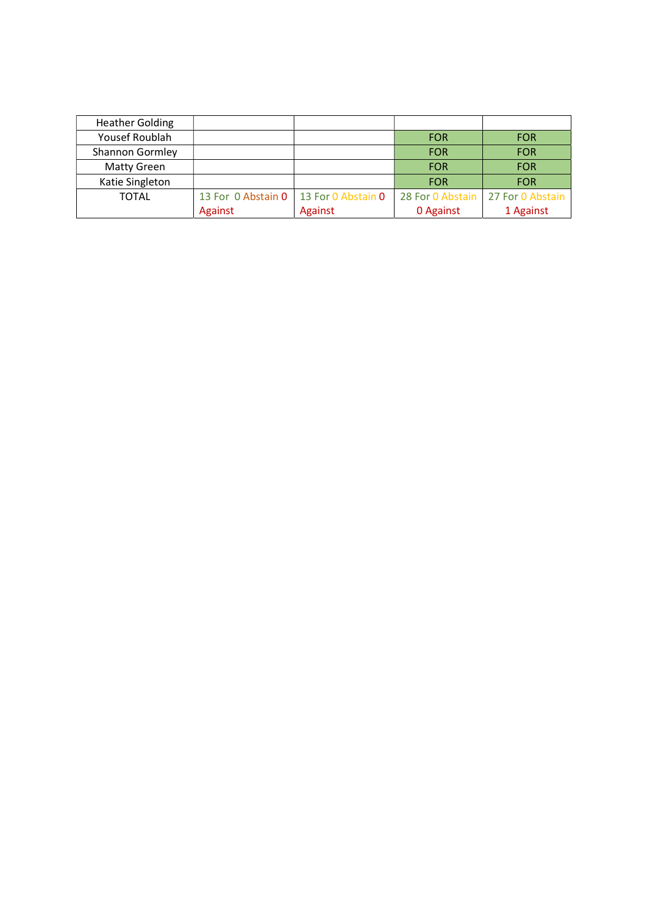| | | | | |
|---|---|---|---|---|
| Heather Golding | | | | |
| Yousef Roublah | | | FOR | FOR |
| Shannon Gormley | | | FOR | FOR |
| Matty Green | | | FOR | FOR |
| Katie Singleton | | | FOR | FOR |
| TOTAL | 13 For 0 Abstain 0 Against | 13 For 0 Abstain 0 Against | 28 For 0 Abstain 0 Against | 27 For 0 Abstain 1 Against |